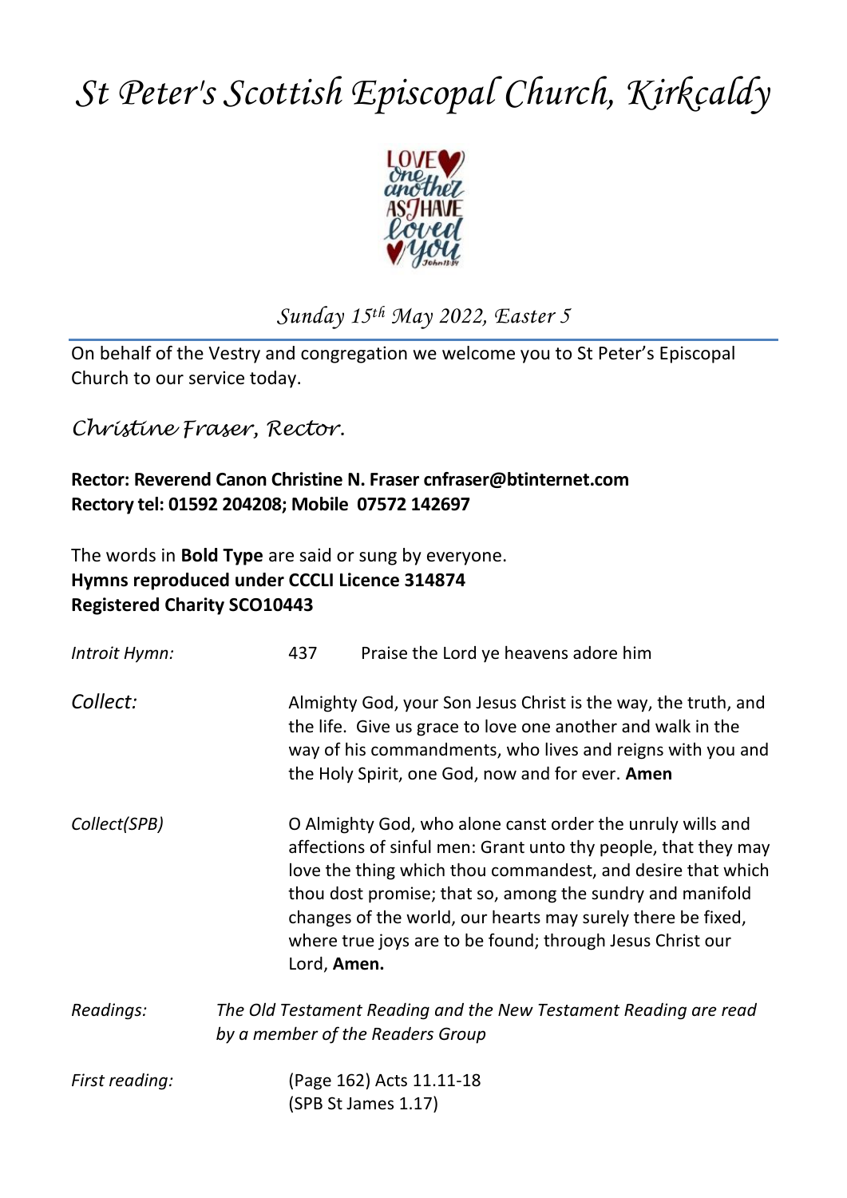# *St Peter's Scottish Episcopal Church, Kirkcaldy*

*Sunday 15th May 2022, Easter 5*

On behalf of the Vestry and congregation we welcome you to St Peter's Episcopal Church to our service today.

*Christine Fraser, Rector.*

**Rector: Reverend Canon Christine N. Fraser cnfraser@btinternet.com**
**Rectory tel: 01592 204208; Mobile 07572 142697**

The words in **Bold Type** are said or sung by everyone.
**Hymns reproduced under CCCLI Licence 314874**
**Registered Charity SCO10443**

*Introit Hymn:* 437 Praise the Lord ye heavens adore him

*Collect:* Almighty God, your Son Jesus Christ is the way, the truth, and the life. Give us grace to love one another and walk in the way of his commandments, who lives and reigns with you and the Holy Spirit, one God, now and for ever. **Amen**

*Collect(SPB)* O Almighty God, who alone canst order the unruly wills and affections of sinful men: Grant unto thy people, that they may love the thing which thou commandest, and desire that which thou dost promise; that so, among the sundry and manifold changes of the world, our hearts may surely there be fixed, where true joys are to be found; through Jesus Christ our Lord, **Amen.**

*Readings:* *The Old Testament Reading and the New Testament Reading are read by a member of the Readers Group*

*First reading:* (Page 162) Acts 11.11-18
(SPB St James 1.17)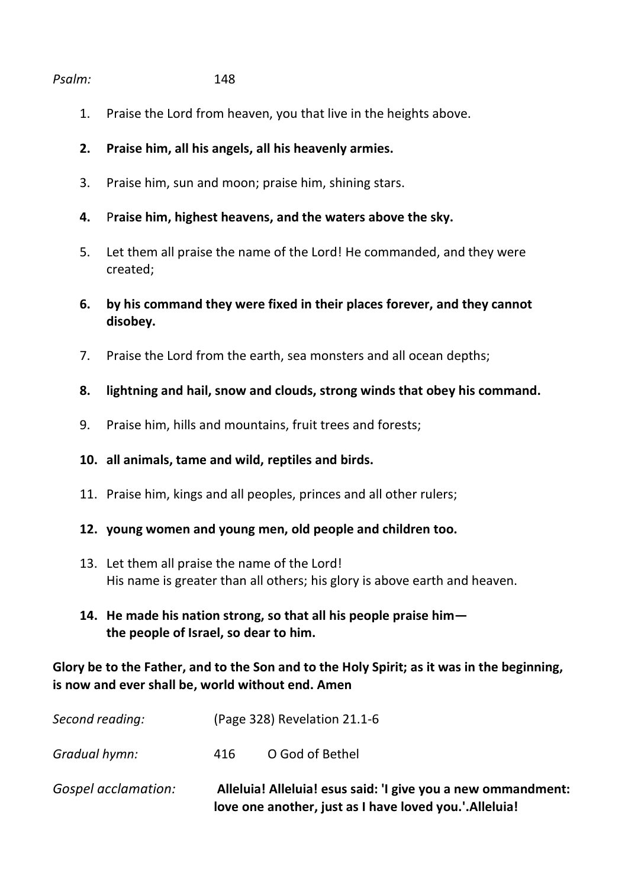*Psalm:* 148

1. Praise the Lord from heaven, you that live in the heights above.
2. **Praise him, all his angels, all his heavenly armies.**
3. Praise him, sun and moon; praise him, shining stars.
4. P**raise him, highest heavens, and the waters above the sky.**
5. Let them all praise the name of the Lord! He commanded, and they were created;
6. **by his command they were fixed in their places forever, and they cannot disobey.**
7. Praise the Lord from the earth, sea monsters and all ocean depths;
8. **lightning and hail, snow and clouds, strong winds that obey his command.**
9. Praise him, hills and mountains, fruit trees and forests;
10. **all animals, tame and wild, reptiles and birds.**
11. Praise him, kings and all peoples, princes and all other rulers;
12. **young women and young men, old people and children too.**
13. Let them all praise the name of the Lord!
    His name is greater than all others; his glory is above earth and heaven.
14. **He made his nation strong, so that all his people praise him—
    the people of Israel, so dear to him.**

**Glory be to the Father, and to the Son and to the Holy Spirit; as it was in the beginning, is now and ever shall be, world without end. Amen**

*Second reading:* (Page 328) Revelation 21.1-6

*Gradual hymn:* 416 O God of Bethel

*Gospel acclamation:* **Alleluia! Alleluia! esus said: 'I give you a new ommandment: love one another, just as I have loved you.'.Alleluia!**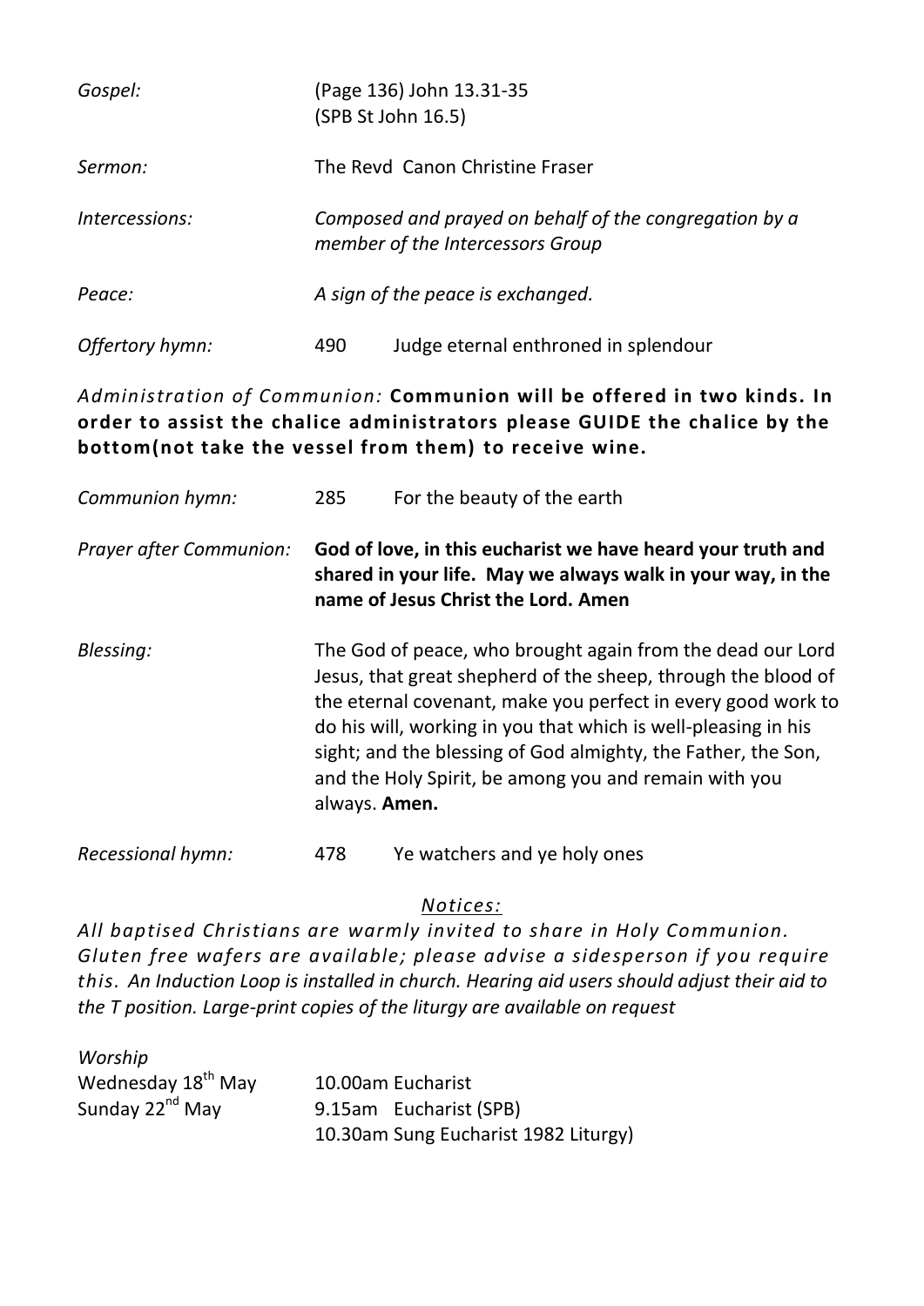*Gospel:* (Page 136) John 13.31-35
(SPB St John 16.5)

*Sermon:* The Revd Canon Christine Fraser

*Intercessions:* *Composed and prayed on behalf of the congregation by a member of the Intercessors Group*

*Peace:* *A sign of the peace is exchanged.*

*Offertory hymn:* 490 Judge eternal enthroned in splendour

*Administration of Communion:* **Communion will be offered in two kinds. In order to assist the chalice administrators please GUIDE the chalice by the bottom(not take the vessel from them) to receive wine.**

*Communion hymn:* 285 For the beauty of the earth

*Prayer after Communion:* **God of love, in this eucharist we have heard your truth and shared in your life. May we always walk in your way, in the name of Jesus Christ the Lord. Amen**

*Blessing:* The God of peace, who brought again from the dead our Lord Jesus, that great shepherd of the sheep, through the blood of the eternal covenant, make you perfect in every good work to do his will, working in you that which is well-pleasing in his sight; and the blessing of God almighty, the Father, the Son, and the Holy Spirit, be among you and remain with you always. **Amen.**

*Recessional hymn:* 478 Ye watchers and ye holy ones

*Notices:*

*All baptised Christians are warmly invited to share in Holy Communion. Gluten free wafers are available; please advise a sidesperson if you require this. An Induction Loop is installed in church. Hearing aid users should adjust their aid to the T position. Large-print copies of the liturgy are available on request*

*Worship*

Wednesday 18th May 10.00am Eucharist

Sunday 22nd May 9.15am Eucharist (SPB)
10.30am Sung Eucharist 1982 Liturgy)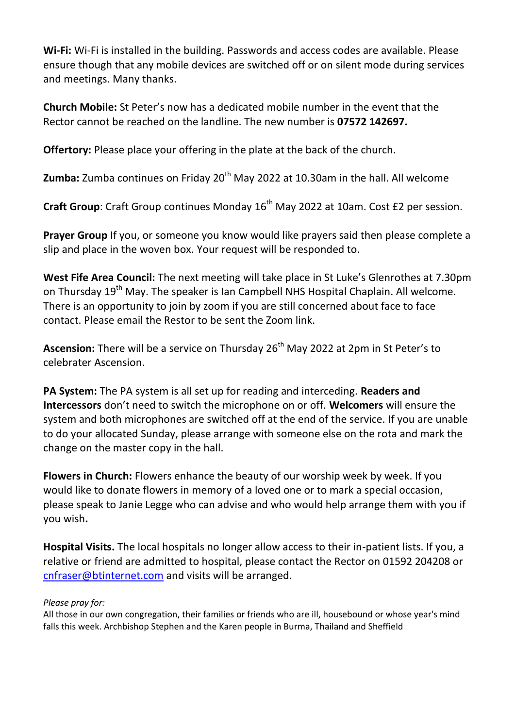**Wi-Fi:** Wi-Fi is installed in the building. Passwords and access codes are available. Please ensure though that any mobile devices are switched off or on silent mode during services and meetings. Many thanks.

**Church Mobile:** St Peter's now has a dedicated mobile number in the event that the Rector cannot be reached on the landline. The new number is **07572 142697.**

**Offertory:** Please place your offering in the plate at the back of the church.

**Zumba:** Zumba continues on Friday 20th May 2022 at 10.30am in the hall. All welcome

**Craft Group**: Craft Group continues Monday 16th May 2022 at 10am. Cost £2 per session.

**Prayer Group** If you, or someone you know would like prayers said then please complete a slip and place in the woven box. Your request will be responded to.

**West Fife Area Council:** The next meeting will take place in St Luke's Glenrothes at 7.30pm on Thursday 19th May. The speaker is Ian Campbell NHS Hospital Chaplain. All welcome. There is an opportunity to join by zoom if you are still concerned about face to face contact. Please email the Restor to be sent the Zoom link.

**Ascension:** There will be a service on Thursday 26th May 2022 at 2pm in St Peter's to celebrater Ascension.

**PA System:** The PA system is all set up for reading and interceding. **Readers and Intercessors** don't need to switch the microphone on or off. **Welcomers** will ensure the system and both microphones are switched off at the end of the service. If you are unable to do your allocated Sunday, please arrange with someone else on the rota and mark the change on the master copy in the hall.

**Flowers in Church:** Flowers enhance the beauty of our worship week by week. If you would like to donate flowers in memory of a loved one or to mark a special occasion, please speak to Janie Legge who can advise and who would help arrange them with you if you wish**.**

**Hospital Visits.** The local hospitals no longer allow access to their in-patient lists. If you, a relative or friend are admitted to hospital, please contact the Rector on 01592 204208 or cnfraser@btinternet.com and visits will be arranged.

*Please pray for:*

All those in our own congregation, their families or friends who are ill, housebound or whose year's mind falls this week. Archbishop Stephen and the Karen people in Burma, Thailand and Sheffield